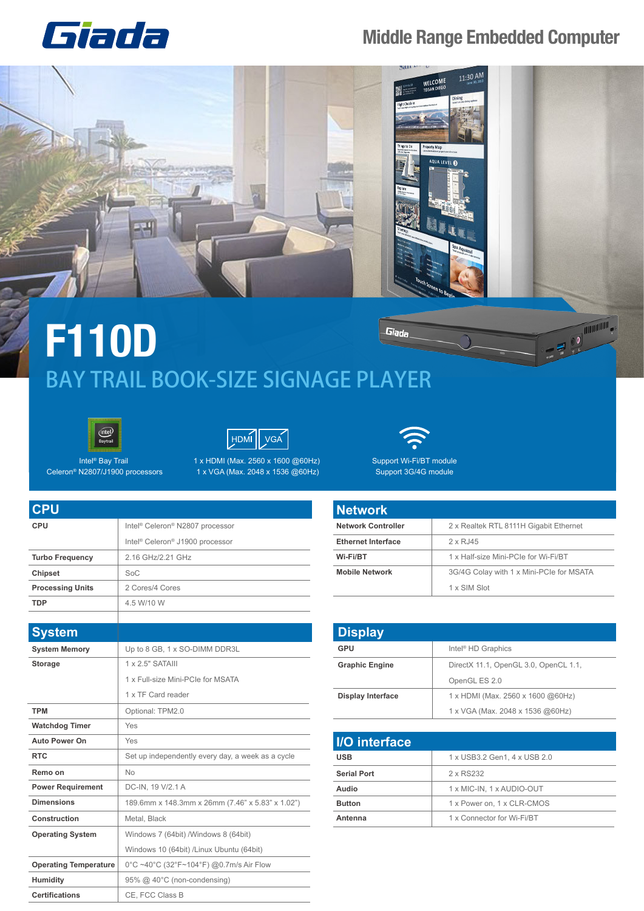Giada

Middle Range Embedded Computer

# F110D

## BAY TRAIL BOOK-SIZE SIGNAGE PLAYER

Intel® Bay Trail
Celeron® N2807/J1900 processors

1 x HDMI (Max. 2560 x 1600 @60Hz)
1 x VGA (Max. 2048 x 1536 @60Hz)

Support Wi-Fi/BT module
Support 3G/4G module

## CPU

| | |
|---|---|
| **CPU** | Intel® Celeron® N2807 processor |
| | Intel® Celeron® J1900 processor |
| **Turbo Frequency** | 2.16 GHz/2.21 GHz |
| **Chipset** | SoC |
| **Processing Units** | 2 Cores/4 Cores |
| **TDP** | 4.5 W/10 W |

## System

| | |
|---|---|
| **System Memory** | Up to 8 GB, 1 x SO-DIMM DDR3L |
| **Storage** | 1 x 2.5" SATAIII |
| | 1 x Full-size Mini-PCIe for MSATA |
| | 1 x TF Card reader |
| **TPM** | Optional: TPM2.0 |
| **Watchdog Timer** | Yes |
| **Auto Power On** | Yes |
| **RTC** | Set up independently every day, a week as a cycle |
| **Remo on** | No |
| **Power Requirement** | DC-IN, 19 V/2.1 A |
| **Dimensions** | 189.6mm x 148.3mm x 26mm (7.46" x 5.83" x 1.02") |
| **Construction** | Metal, Black |
| **Operating System** | Windows 7 (64bit) /Windows 8 (64bit) |
| | Windows 10 (64bit) /Linux Ubuntu (64bit) |
| **Operating Temperature** | 0°C ~40°C (32°F~104°F) @0.7m/s Air Flow |
| **Humidity** | 95% @ 40°C (non-condensing) |
| **Certifications** | CE, FCC Class B |

## Network

| | |
|---|---|
| **Network Controller** | 2 x Realtek RTL 8111H Gigabit Ethernet |
| **Ethernet Interface** | 2 x RJ45 |
| **Wi-Fi/BT** | 1 x Half-size Mini-PCIe for Wi-Fi/BT |
| **Mobile Network** | 3G/4G Colay with 1 x Mini-PCIe for MSATA |
| | 1 x SIM Slot |

## Display

| | |
|---|---|
| **GPU** | Intel® HD Graphics |
| **Graphic Engine** | DirectX 11.1, OpenGL 3.0, OpenCL 1.1, |
| | OpenGL ES 2.0 |
| **Display Interface** | 1 x HDMI (Max. 2560 x 1600 @60Hz) |
| | 1 x VGA (Max. 2048 x 1536 @60Hz) |

## I/O interface

| | |
|---|---|
| **USB** | 1 x USB3.2 Gen1, 4 x USB 2.0 |
| **Serial Port** | 2 x RS232 |
| **Audio** | 1 x MIC-IN, 1 x AUDIO-OUT |
| **Button** | 1 x Power on, 1 x CLR-CMOS |
| **Antenna** | 1 x Connector for Wi-Fi/BT |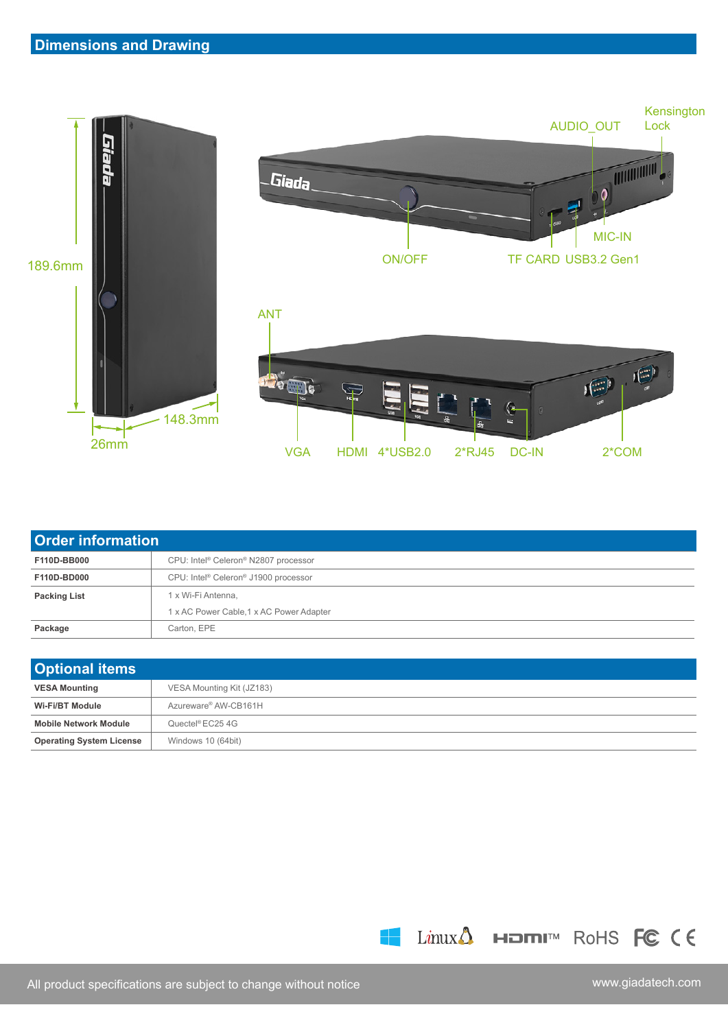## Dimensions and Drawing

189.6mm

148.3mm

26mm

AUDIO_OUT

Kensington Lock

ON/OFF

TF CARD USB3.2 Gen1

MIC-IN

ANT

VGA HDMI 4*USB2.0 2*RJ45 DC-IN 2*COM

## Order information

| | |
|---|---|
| **F110D-BB000** | CPU: Intel® Celeron® N2807 processor |
| **F110D-BD000** | CPU: Intel® Celeron® J1900 processor |
| **Packing List** | 1 x Wi-Fi Antenna,<br>1 x AC Power Cable,1 x AC Power Adapter |
| **Package** | Carton, EPE |

## Optional items

| | |
|---|---|
| **VESA Mounting** | VESA Mounting Kit (JZ183) |
| **Wi-Fi/BT Module** | Azureware® AW-CB161H |
| **Mobile Network Module** | Quectel® EC25 4G |
| **Operating System License** | Windows 10 (64bit) |

Linux HDMI™ RoHS FC CE

All product specifications are subject to change without notice

www.giadatech.com